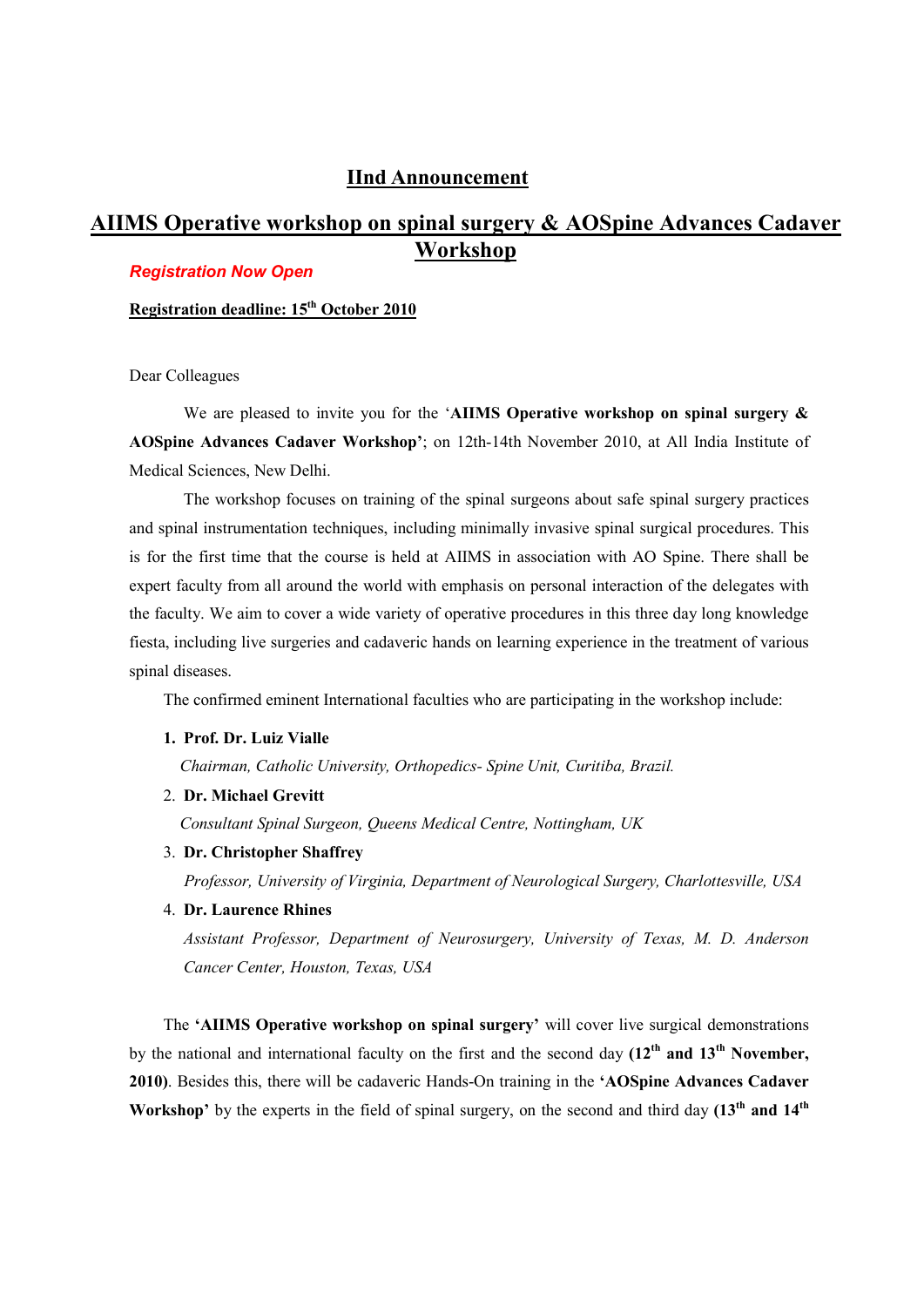## IInd Announcement

# AIIMS Operative workshop on spinal surgery & AOSpine Advances Cadaver Workshop

***Registration Now Open***

**Registration deadline: 15th October 2010**

Dear Colleagues

We are pleased to invite you for the '**AIIMS Operative workshop on spinal surgery & AOSpine Advances Cadaver Workshop**'; on 12th-14th November 2010, at All India Institute of Medical Sciences, New Delhi.

The workshop focuses on training of the spinal surgeons about safe spinal surgery practices and spinal instrumentation techniques, including minimally invasive spinal surgical procedures. This is for the first time that the course is held at AIIMS in association with AO Spine. There shall be expert faculty from all around the world with emphasis on personal interaction of the delegates with the faculty. We aim to cover a wide variety of operative procedures in this three day long knowledge fiesta, including live surgeries and cadaveric hands on learning experience in the treatment of various spinal diseases.

The confirmed eminent International faculties who are participating in the workshop include:

1. **Prof. Dr. Luiz Vialle**
   *Chairman, Catholic University, Orthopedics- Spine Unit, Curitiba, Brazil.*
2. **Dr. Michael Grevitt**
   *Consultant Spinal Surgeon, Queens Medical Centre, Nottingham, UK*
3. **Dr. Christopher Shaffrey**
   *Professor, University of Virginia, Department of Neurological Surgery, Charlottesville, USA*
4. **Dr. Laurence Rhines**
   *Assistant Professor, Department of Neurosurgery, University of Texas, M. D. Anderson Cancer Center, Houston, Texas, USA*

The **'AIIMS Operative workshop on spinal surgery'** will cover live surgical demonstrations by the national and international faculty on the first and the second day **(12th and 13th November, 2010)**. Besides this, there will be cadaveric Hands-On training in the **'AOSpine Advances Cadaver Workshop'** by the experts in the field of spinal surgery, on the second and third day **(13th and 14th**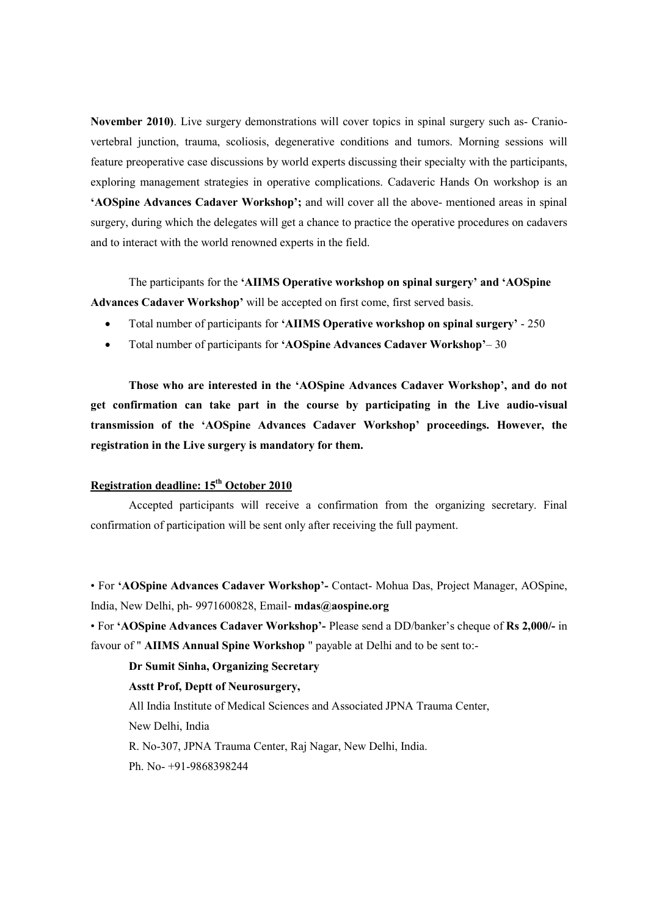**November 2010)**. Live surgery demonstrations will cover topics in spinal surgery such as- Cranio-vertebral junction, trauma, scoliosis, degenerative conditions and tumors. Morning sessions will feature preoperative case discussions by world experts discussing their specialty with the participants, exploring management strategies in operative complications. Cadaveric Hands On workshop is an **'AOSpine Advances Cadaver Workshop';** and will cover all the above- mentioned areas in spinal surgery, during which the delegates will get a chance to practice the operative procedures on cadavers and to interact with the world renowned experts in the field.

The participants for the **'AIIMS Operative workshop on spinal surgery'** and **'AOSpine Advances Cadaver Workshop'** will be accepted on first come, first served basis.

- Total number of participants for **'AIIMS Operative workshop on spinal surgery'** - 250
- Total number of participants for **'AOSpine Advances Cadaver Workshop'**– 30

**Those who are interested in the 'AOSpine Advances Cadaver Workshop', and do not get confirmation can take part in the course by participating in the Live audio-visual transmission of the 'AOSpine Advances Cadaver Workshop' proceedings. However, the registration in the Live surgery is mandatory for them.**

**Registration deadline: 15th October 2010**

Accepted participants will receive a confirmation from the organizing secretary. Final confirmation of participation will be sent only after receiving the full payment.

• For **'AOSpine Advances Cadaver Workshop'-** Contact- Mohua Das, Project Manager, AOSpine, India, New Delhi, ph- 9971600828, Email- **mdas@aospine.org**

• For **'AOSpine Advances Cadaver Workshop'-** Please send a DD/banker's cheque of **Rs 2,000/-** in favour of " **AIIMS Annual Spine Workshop** " payable at Delhi and to be sent to:-

**Dr Sumit Sinha, Organizing Secretary**
**Asstt Prof, Deptt of Neurosurgery,**
All India Institute of Medical Sciences and Associated JPNA Trauma Center,
New Delhi, India
R. No-307, JPNA Trauma Center, Raj Nagar, New Delhi, India.
Ph. No- +91-9868398244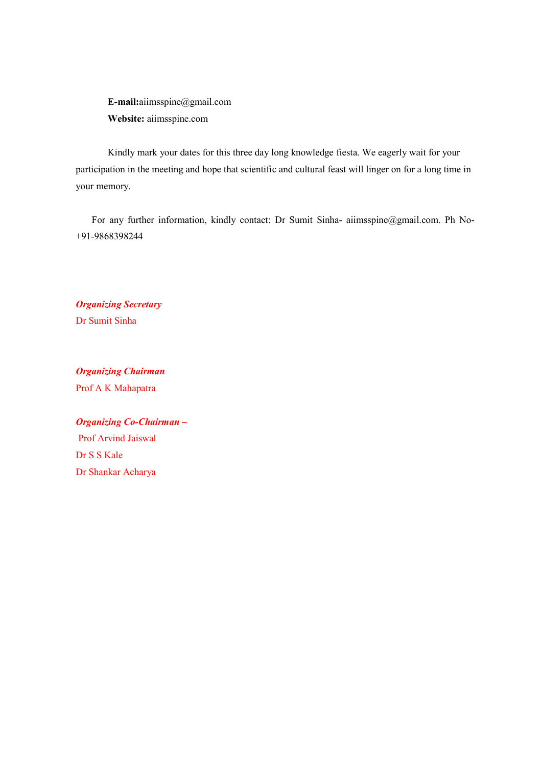**E-mail:**aiimsspine@gmail.com
**Website:** aiimsspine.com

Kindly mark your dates for this three day long knowledge fiesta. We eagerly wait for your participation in the meeting and hope that scientific and cultural feast will linger on for a long time in your memory.

For any further information, kindly contact: Dr Sumit Sinha- aiimsspine@gmail.com. Ph No- +91-9868398244

***Organizing Secretary***
Dr Sumit Sinha

***Organizing Chairman***
Prof A K Mahapatra

***Organizing Co-Chairman –***
Prof Arvind Jaiswal
Dr S S Kale
Dr Shankar Acharya